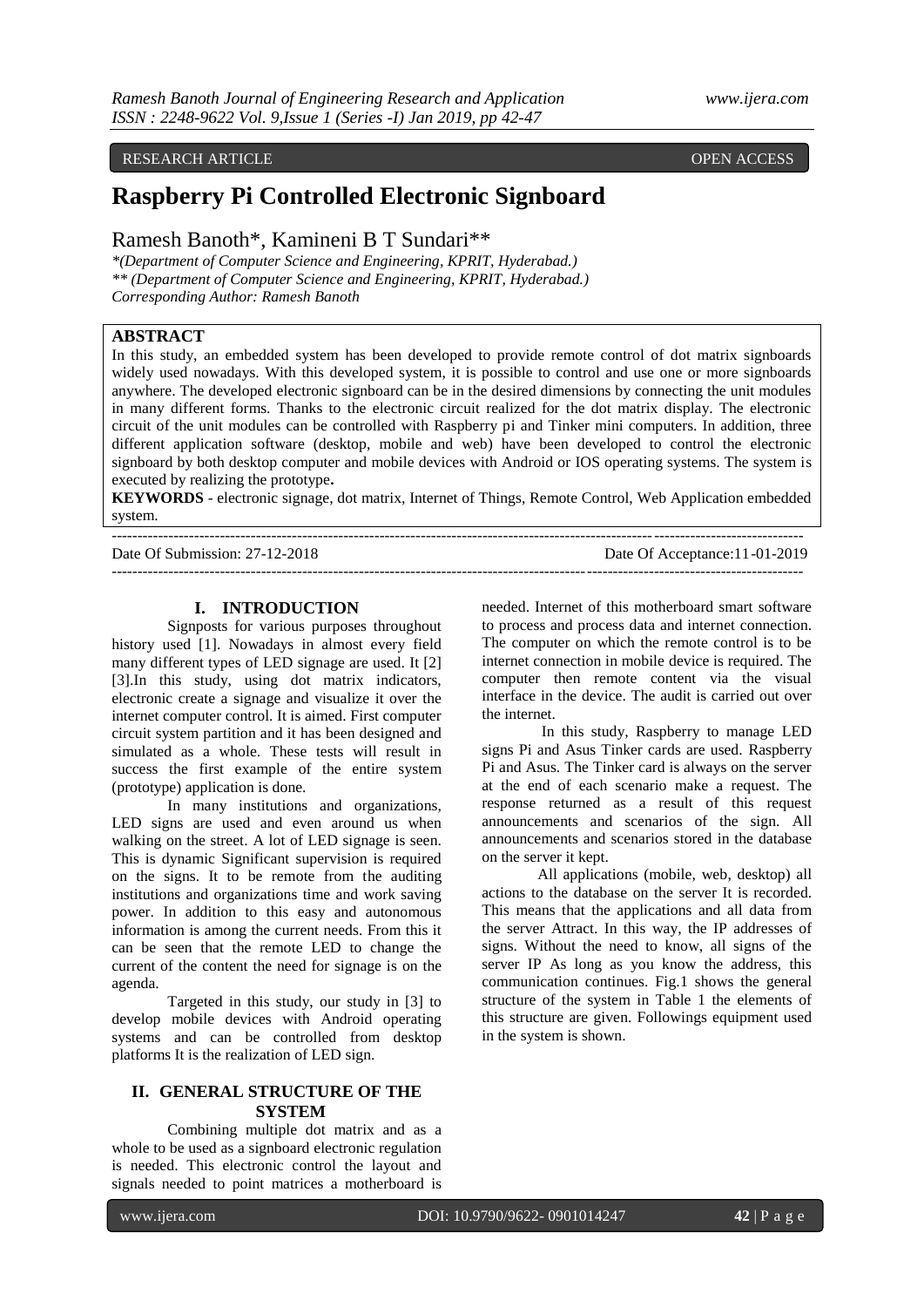RESEARCH ARTICLE OPEN ACCESS

# Raspberry Pi Controlled Electronic Signboard

Ramesh Banoth*, Kamineni B T Sundari**

*\*(Department of Computer Science and Engineering, KPRIT, Hyderabad.)*
*\*\* (Department of Computer Science and Engineering, KPRIT, Hyderabad.)*
*Corresponding Author: Ramesh Banoth*

## ABSTRACT

In this study, an embedded system has been developed to provide remote control of dot matrix signboards widely used nowadays. With this developed system, it is possible to control and use one or more signboards anywhere. The developed electronic signboard can be in the desired dimensions by connecting the unit modules in many different forms. Thanks to the electronic circuit realized for the dot matrix display. The electronic circuit of the unit modules can be controlled with Raspberry pi and Tinker mini computers. In addition, three different application software (desktop, mobile and web) have been developed to control the electronic signboard by both desktop computer and mobile devices with Android or IOS operating systems. The system is executed by realizing the prototype**.**

**KEYWORDS** - electronic signage, dot matrix, Internet of Things, Remote Control, Web Application embedded system.

---

Date Of Submission: 27-12-2018 Date Of Acceptance:11-01-2019

---

## I. INTRODUCTION

Signposts for various purposes throughout history used [1]. Nowadays in almost every field many different types of LED signage are used. It [2] [3].In this study, using dot matrix indicators, electronic create a signage and visualize it over the internet computer control. It is aimed. First computer circuit system partition and it has been designed and simulated as a whole. These tests will result in success the first example of the entire system (prototype) application is done.

In many institutions and organizations, LED signs are used and even around us when walking on the street. A lot of LED signage is seen. This is dynamic Significant supervision is required on the signs. It to be remote from the auditing institutions and organizations time and work saving power. In addition to this easy and autonomous information is among the current needs. From this it can be seen that the remote LED to change the current of the content the need for signage is on the agenda.

Targeted in this study, our study in [3] to develop mobile devices with Android operating systems and can be controlled from desktop platforms It is the realization of LED sign.

## II. GENERAL STRUCTURE OF THE SYSTEM

Combining multiple dot matrix and as a whole to be used as a signboard electronic regulation is needed. This electronic control the layout and signals needed to point matrices a motherboard is needed. Internet of this motherboard smart software to process and process data and internet connection. The computer on which the remote control is to be internet connection in mobile device is required. The computer then remote content via the visual interface in the device. The audit is carried out over the internet.

In this study, Raspberry to manage LED signs Pi and Asus Tinker cards are used. Raspberry Pi and Asus. The Tinker card is always on the server at the end of each scenario make a request. The response returned as a result of this request announcements and scenarios of the sign. All announcements and scenarios stored in the database on the server it kept.

All applications (mobile, web, desktop) all actions to the database on the server It is recorded. This means that the applications and all data from the server Attract. In this way, the IP addresses of signs. Without the need to know, all signs of the server IP As long as you know the address, this communication continues. Fig.1 shows the general structure of the system in Table 1 the elements of this structure are given. Followings equipment used in the system is shown.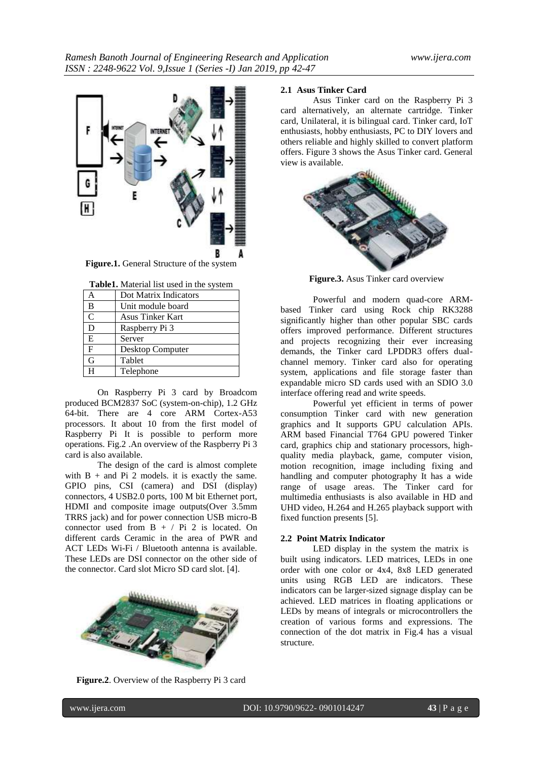Figure.1. General Structure of the system

Table1. Material list used in the system

| | |
|---|---|
| A | Dot Matrix Indicators |
| B | Unit module board |
| C | Asus Tinker Kart |
| D | Raspberry Pi 3 |
| E | Server |
| F | Desktop Computer |
| G | Tablet |
| H | Telephone |

On Raspberry Pi 3 card by Broadcom produced BCM2837 SoC (system-on-chip), 1.2 GHz 64-bit. There are 4 core ARM Cortex-A53 processors. It about 10 from the first model of Raspberry Pi It is possible to perform more operations. Fig.2 .An overview of the Raspberry Pi 3 card is also available.

The design of the card is almost complete with B + and Pi 2 models. it is exactly the same. GPIO pins, CSI (camera) and DSI (display) connectors, 4 USB2.0 ports, 100 M bit Ethernet port, HDMI and composite image outputs(Over 3.5mm TRRS jack) and for power connection USB micro-B connector used from B + / Pi 2 is located. On different cards Ceramic in the area of PWR and ACT LEDs Wi-Fi / Bluetooth antenna is available. These LEDs are DSI connector on the other side of the connector. Card slot Micro SD card slot. [4].

Figure.2. Overview of the Raspberry Pi 3 card

### 2.1 Asus Tinker Card

Asus Tinker card on the Raspberry Pi 3 card alternatively, an alternate cartridge. Tinker card, Unilateral, it is bilingual card. Tinker card, IoT enthusiasts, hobby enthusiasts, PC to DIY lovers and others reliable and highly skilled to convert platform offers. Figure 3 shows the Asus Tinker card. General view is available.

Figure.3. Asus Tinker card overview

Powerful and modern quad-core ARM-based Tinker card using Rock chip RK3288 significantly higher than other popular SBC cards offers improved performance. Different structures and projects recognizing their ever increasing demands, the Tinker card LPDDR3 offers dual-channel memory. Tinker card also for operating system, applications and file storage faster than expandable micro SD cards used with an SDIO 3.0 interface offering read and write speeds.

Powerful yet efficient in terms of power consumption Tinker card with new generation graphics and It supports GPU calculation APIs. ARM based Financial T764 GPU powered Tinker card, graphics chip and stationary processors, high-quality media playback, game, computer vision, motion recognition, image including fixing and handling and computer photography It has a wide range of usage areas. The Tinker card for multimedia enthusiasts is also available in HD and UHD video, H.264 and H.265 playback support with fixed function presents [5].

### 2.2 Point Matrix Indicator

LED display in the system the matrix is built using indicators. LED matrices, LEDs in one order with one color or 4x4, 8x8 LED generated units using RGB LED are indicators. These indicators can be larger-sized signage display can be achieved. LED matrices in floating applications or LEDs by means of integrals or microcontrollers the creation of various forms and expressions. The connection of the dot matrix in Fig.4 has a visual structure.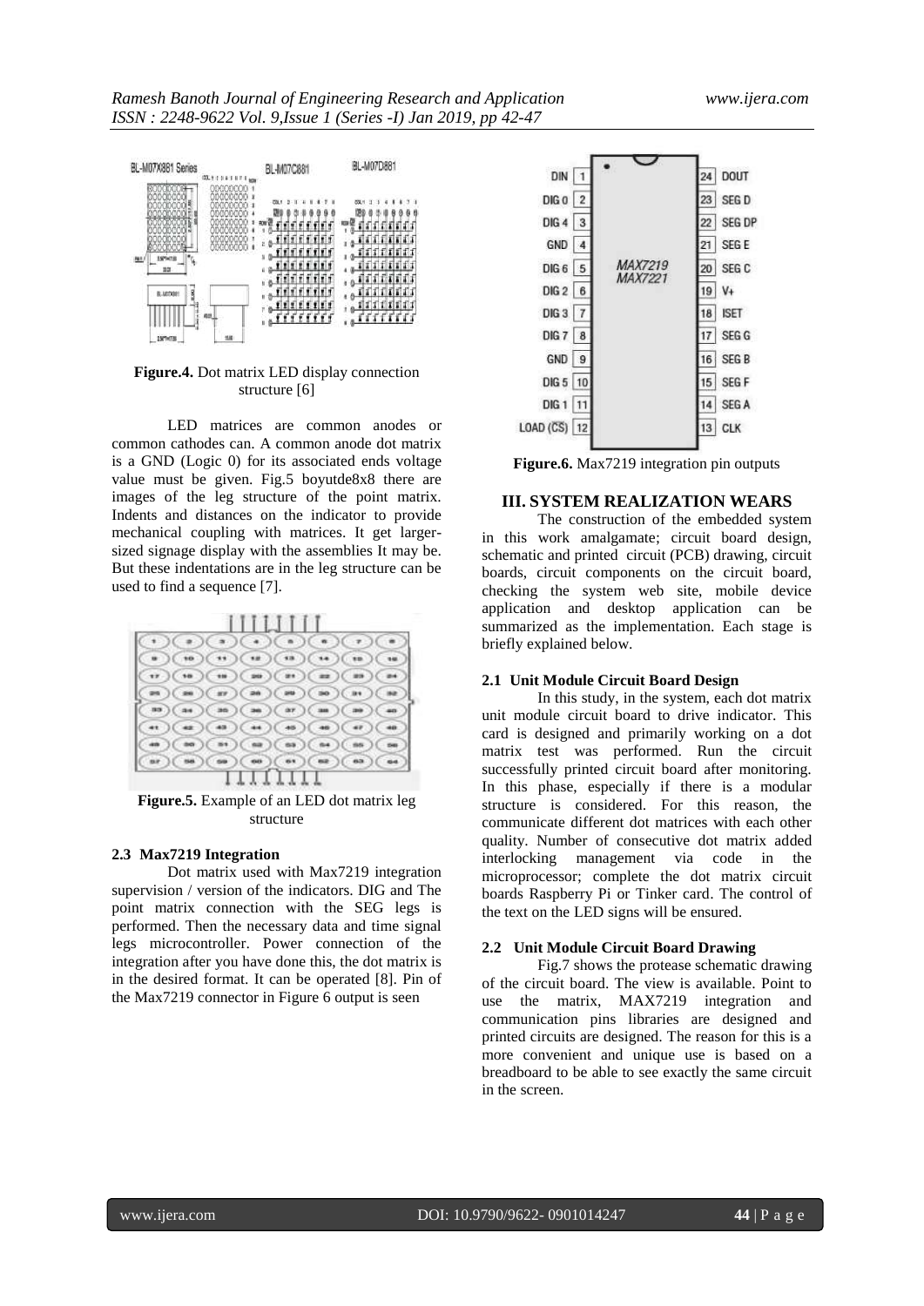**Figure.4.** Dot matrix LED display connection structure [6]

LED matrices are common anodes or common cathodes can. A common anode dot matrix is a GND (Logic 0) for its associated ends voltage value must be given. Fig.5 boyutde8x8 there are images of the leg structure of the point matrix. Indents and distances on the indicator to provide mechanical coupling with matrices. It get larger-sized signage display with the assemblies It may be. But these indentations are in the leg structure can be used to find a sequence [7].

**Figure.5.** Example of an LED dot matrix leg structure

### 2.3 Max7219 Integration

Dot matrix used with Max7219 integration supervision / version of the indicators. DIG and The point matrix connection with the SEG legs is performed. Then the necessary data and time signal legs microcontroller. Power connection of the integration after you have done this, the dot matrix is in the desired format. It can be operated [8]. Pin of the Max7219 connector in Figure 6 output is seen

**Figure.6.** Max7219 integration pin outputs

## III. SYSTEM REALIZATION WEARS

The construction of the embedded system in this work amalgamate; circuit board design, schematic and printed circuit (PCB) drawing, circuit boards, circuit components on the circuit board, checking the system web site, mobile device application and desktop application can be summarized as the implementation. Each stage is briefly explained below.

### 2.1 Unit Module Circuit Board Design

In this study, in the system, each dot matrix unit module circuit board to drive indicator. This card is designed and primarily working on a dot matrix test was performed. Run the circuit successfully printed circuit board after monitoring. In this phase, especially if there is a modular structure is considered. For this reason, the communicate different dot matrices with each other quality. Number of consecutive dot matrix added interlocking management via code in the microprocessor; complete the dot matrix circuit boards Raspberry Pi or Tinker card. The control of the text on the LED signs will be ensured.

### 2.2 Unit Module Circuit Board Drawing

Fig.7 shows the protease schematic drawing of the circuit board. The view is available. Point to use the matrix, MAX7219 integration and communication pins libraries are designed and printed circuits are designed. The reason for this is a more convenient and unique use is based on a breadboard to be able to see exactly the same circuit in the screen.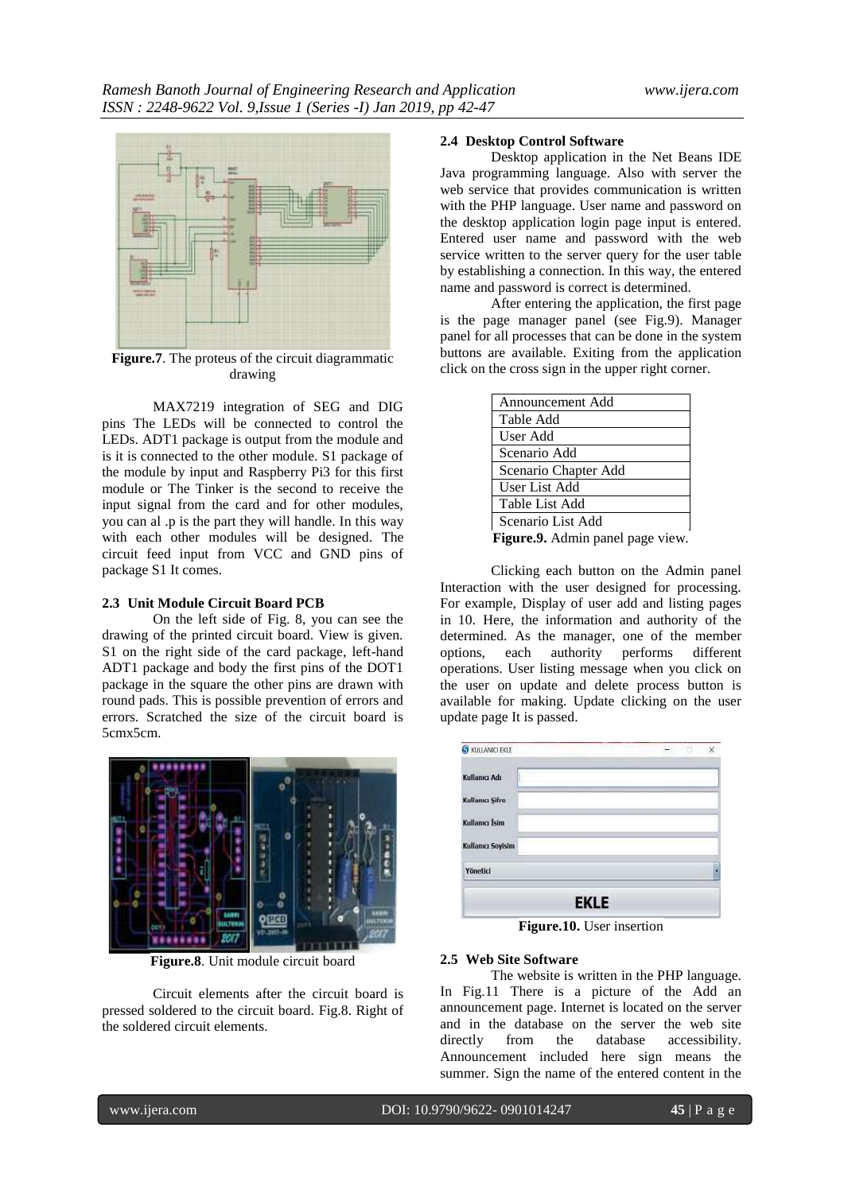**Figure.7**. The proteus of the circuit diagrammatic drawing

MAX7219 integration of SEG and DIG pins The LEDs will be connected to control the LEDs. ADT1 package is output from the module and is it is connected to the other module. S1 package of the module by input and Raspberry Pi3 for this first module or The Tinker is the second to receive the input signal from the card and for other modules, you can al .p is the part they will handle. In this way with each other modules will be designed. The circuit feed input from VCC and GND pins of package S1 It comes.

### 2.3 Unit Module Circuit Board PCB

On the left side of Fig. 8, you can see the drawing of the printed circuit board. View is given. S1 on the right side of the card package, left-hand ADT1 package and body the first pins of the DOT1 package in the square the other pins are drawn with round pads. This is possible prevention of errors and errors. Scratched the size of the circuit board is 5cmx5cm.

**Figure.8**. Unit module circuit board

Circuit elements after the circuit board is pressed soldered to the circuit board. Fig.8. Right of the soldered circuit elements.

### 2.4 Desktop Control Software

Desktop application in the Net Beans IDE Java programming language. Also with server the web service that provides communication is written with the PHP language. User name and password on the desktop application login page input is entered. Entered user name and password with the web service written to the server query for the user table by establishing a connection. In this way, the entered name and password is correct is determined.

After entering the application, the first page is the page manager panel (see Fig.9). Manager panel for all processes that can be done in the system buttons are available. Exiting from the application click on the cross sign in the upper right corner.

| Announcement Add |
|---|
| Table Add |
| User Add |
| Scenario Add |
| Scenario Chapter Add |
| User List Add |
| Table List Add |
| Scenario List Add |

**Figure.9.** Admin panel page view.

Clicking each button on the Admin panel Interaction with the user designed for processing. For example, Display of user add and listing pages in 10. Here, the information and authority of the determined. As the manager, one of the member options, each authority performs different operations. User listing message when you click on the user on update and delete process button is available for making. Update clicking on the user update page It is passed.

**Figure.10.** User insertion

### 2.5 Web Site Software

The website is written in the PHP language. In Fig.11 There is a picture of the Add an announcement page. Internet is located on the server and in the database on the server the web site directly from the database accessibility. Announcement included here sign means the summer. Sign the name of the entered content in the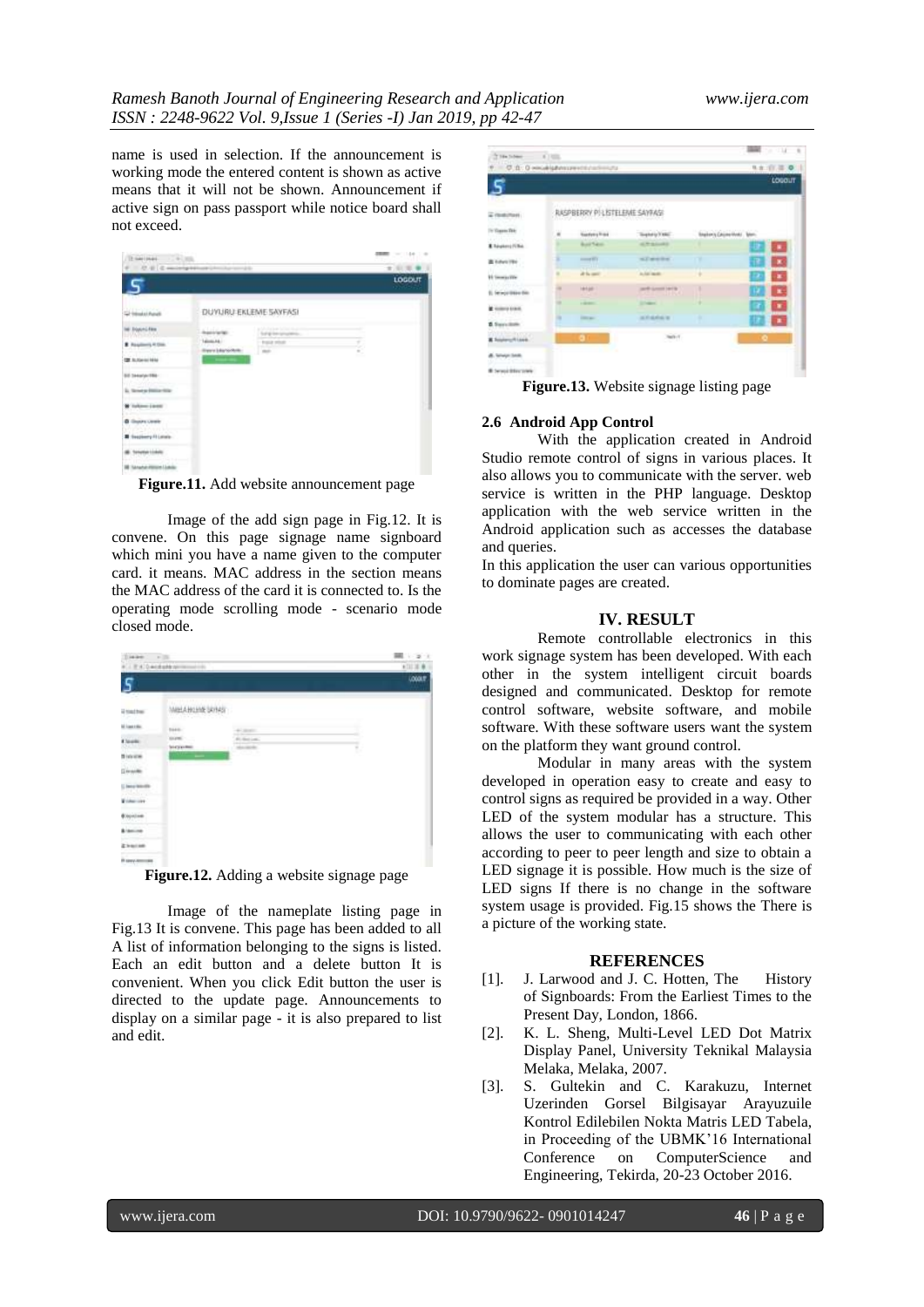name is used in selection. If the announcement is working mode the entered content is shown as active means that it will not be shown. Announcement if active sign on pass passport while notice board shall not exceed.

**Figure.11.** Add website announcement page

Image of the add sign page in Fig.12. It is convene. On this page signage name signboard which mini you have a name given to the computer card. it means. MAC address in the section means the MAC address of the card it is connected to. Is the operating mode scrolling mode - scenario mode closed mode.

**Figure.12.** Adding a website signage page

Image of the nameplate listing page in Fig.13 It is convene. This page has been added to all A list of information belonging to the signs is listed. Each an edit button and a delete button It is convenient. When you click Edit button the user is directed to the update page. Announcements to display on a similar page - it is also prepared to list and edit.

**Figure.13.** Website signage listing page

### 2.6 Android App Control

With the application created in Android Studio remote control of signs in various places. It also allows you to communicate with the server. web service is written in the PHP language. Desktop application with the web service written in the Android application such as accesses the database and queries.

In this application the user can various opportunities to dominate pages are created.

## IV. RESULT

Remote controllable electronics in this work signage system has been developed. With each other in the system intelligent circuit boards designed and communicated. Desktop for remote control software, website software, and mobile software. With these software users want the system on the platform they want ground control.

Modular in many areas with the system developed in operation easy to create and easy to control signs as required be provided in a way. Other LED of the system modular has a structure. This allows the user to communicating with each other according to peer to peer length and size to obtain a LED signage it is possible. How much is the size of LED signs If there is no change in the software system usage is provided. Fig.15 shows the There is a picture of the working state.

## REFERENCES

[1]. J. Larwood and J. C. Hotten, The History of Signboards: From the Earliest Times to the Present Day, London, 1866.

[2]. K. L. Sheng, Multi-Level LED Dot Matrix Display Panel, University Teknikal Malaysia Melaka, Melaka, 2007.

[3]. S. Gultekin and C. Karakuzu, Internet Uzerinden Gorsel Bilgisayar Arayuzuile Kontrol Edilebilen Nokta Matris LED Tabela, in Proceeding of the UBMK'16 International Conference on ComputerScience and Engineering, Tekirda, 20-23 October 2016.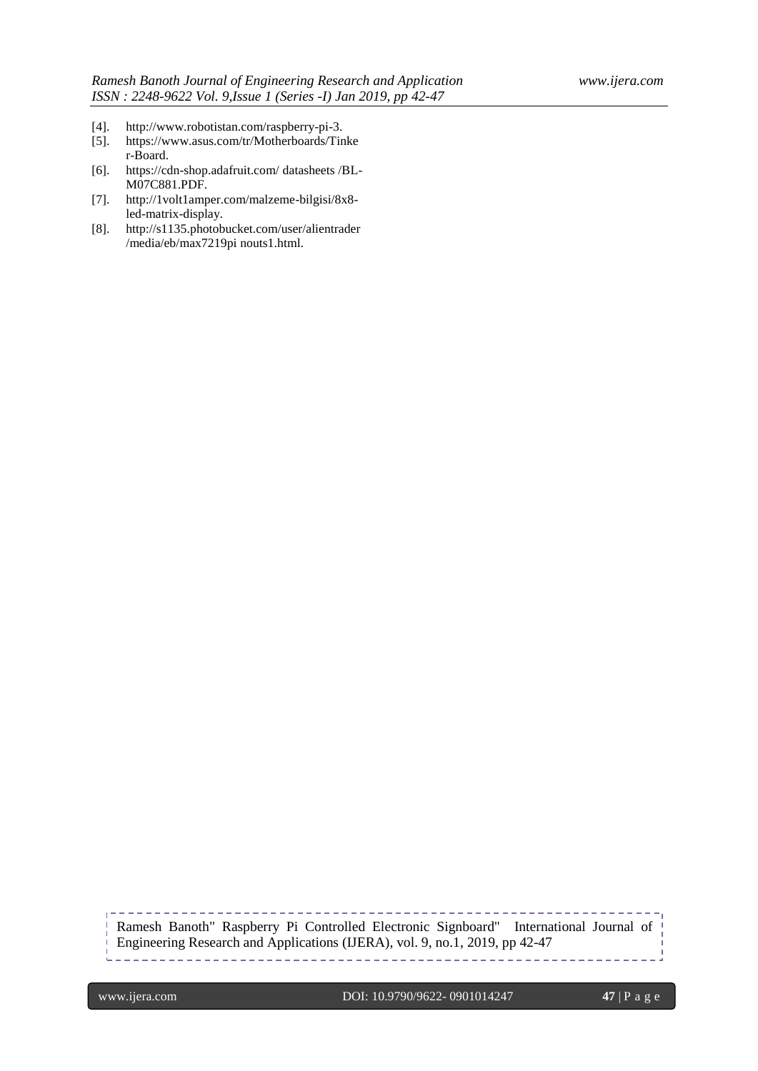[4]. http://www.robotistan.com/raspberry-pi-3.

[5]. https://www.asus.com/tr/Motherboards/Tinker-Board.

[6]. https://cdn-shop.adafruit.com/ datasheets /BL-M07C881.PDF.

[7]. http://1volt1amper.com/malzeme-bilgisi/8x8-led-matrix-display.

[8]. http://s1135.photobucket.com/user/alientrader/media/eb/max7219pi nouts1.html.

Ramesh Banoth" Raspberry Pi Controlled Electronic Signboard" International Journal of Engineering Research and Applications (IJERA), vol. 9, no.1, 2019, pp 42-47